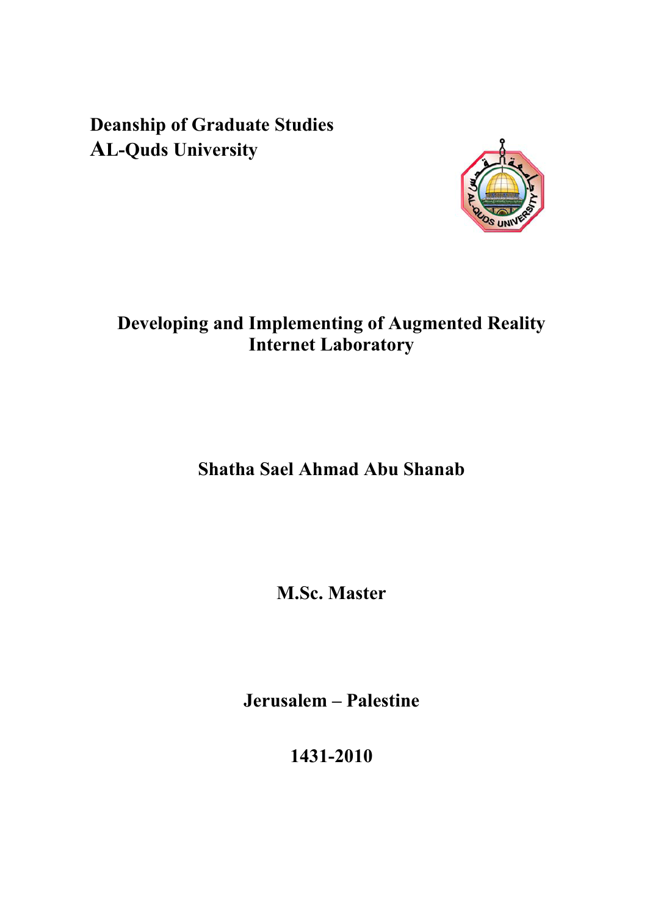**Deanship of Graduate Studies**
**AL-Quds University**

# Developing and Implementing of Augmented Reality Internet Laboratory

**Shatha Sael Ahmad Abu Shanab**

**M.Sc. Master**

**Jerusalem – Palestine**

**1431-2010**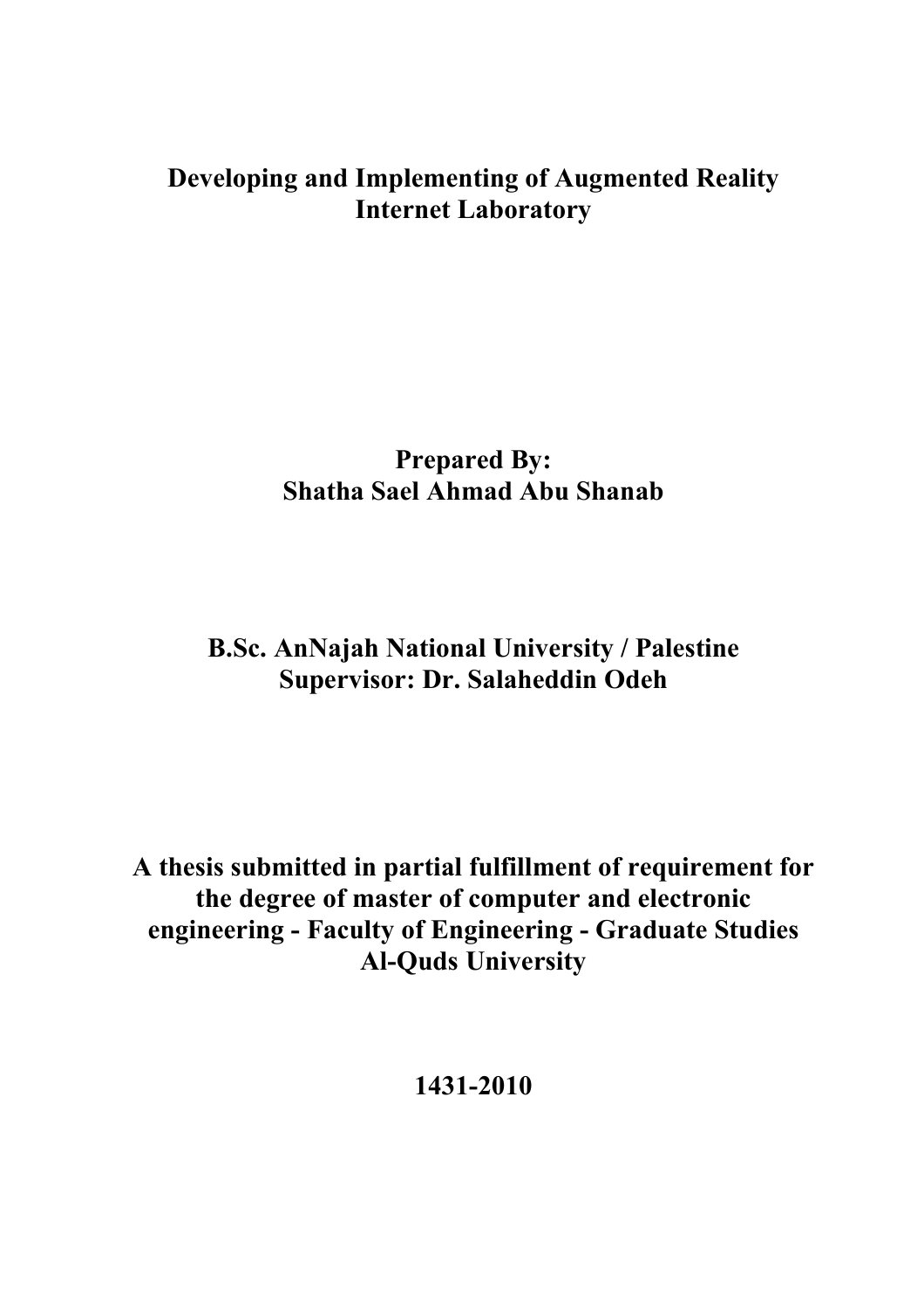# Developing and Implementing of Augmented Reality Internet Laboratory

**Prepared By:**
**Shatha Sael Ahmad Abu Shanab**

**B.Sc. AnNajah National University / Palestine**
**Supervisor: Dr. Salaheddin Odeh**

**A thesis submitted in partial fulfillment of requirement for the degree of master of computer and electronic engineering - Faculty of Engineering - Graduate Studies Al-Quds University**

**1431-2010**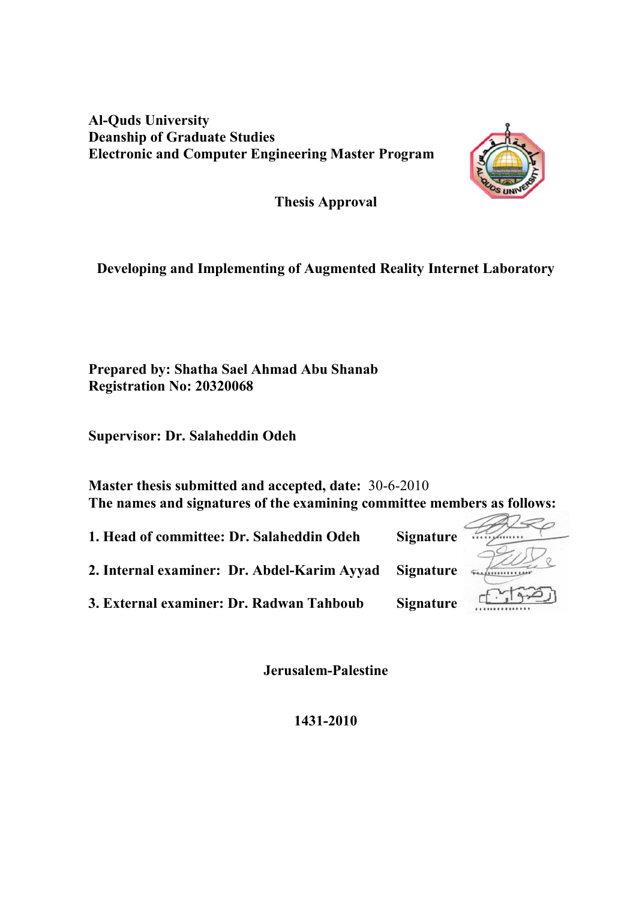**Al-Quds University**
**Deanship of Graduate Studies**
**Electronic and Computer Engineering Master Program**

## Thesis Approval

## Developing and Implementing of Augmented Reality Internet Laboratory

**Prepared by: Shatha Sael Ahmad Abu Shanab**
**Registration No: 20320068**

**Supervisor: Dr. Salaheddin Odeh**

**Master thesis submitted and accepted, date:** 30-6-2010
**The names and signatures of the examining committee members as follows:**

**1. Head of committee: Dr. Salaheddin Odeh** **Signature** ……………

**2. Internal examiner: Dr. Abdel-Karim Ayyad** **Signature** ……………

**3. External examiner: Dr. Radwan Tahboub** **Signature** ……………

**Jerusalem-Palestine**

**1431-2010**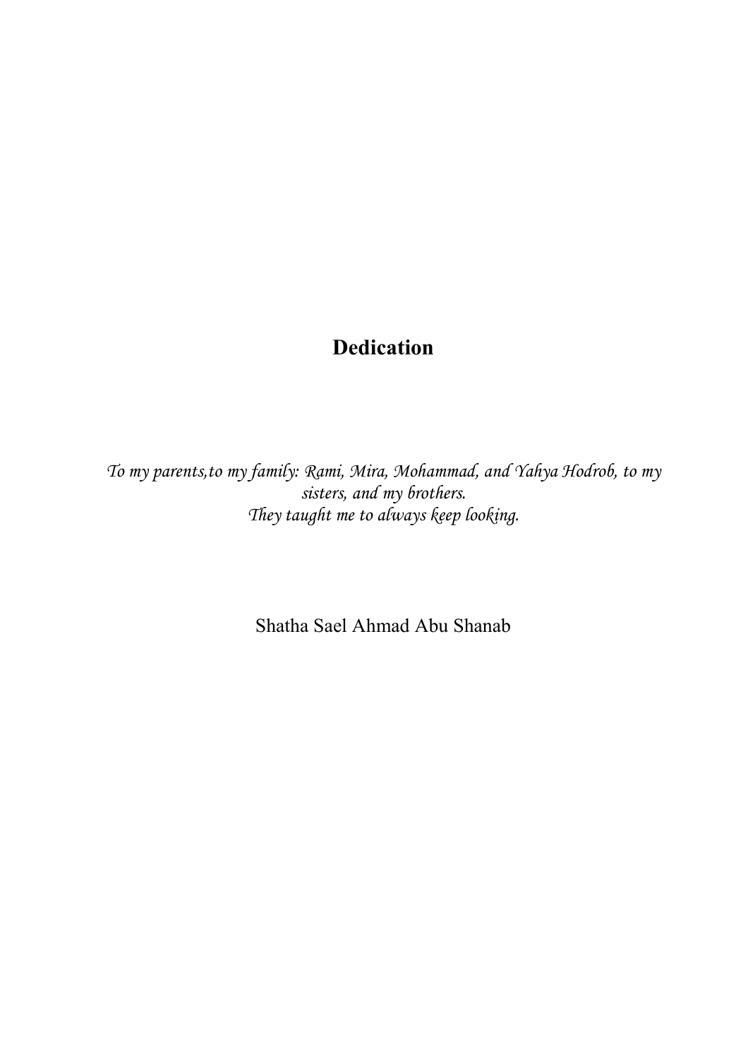# Dedication

*To my parents,to my family: Rami, Mira, Mohammad, and Yahya Hodrob, to my sisters, and my brothers.*
*They taught me to always keep looking.*

Shatha Sael Ahmad Abu Shanab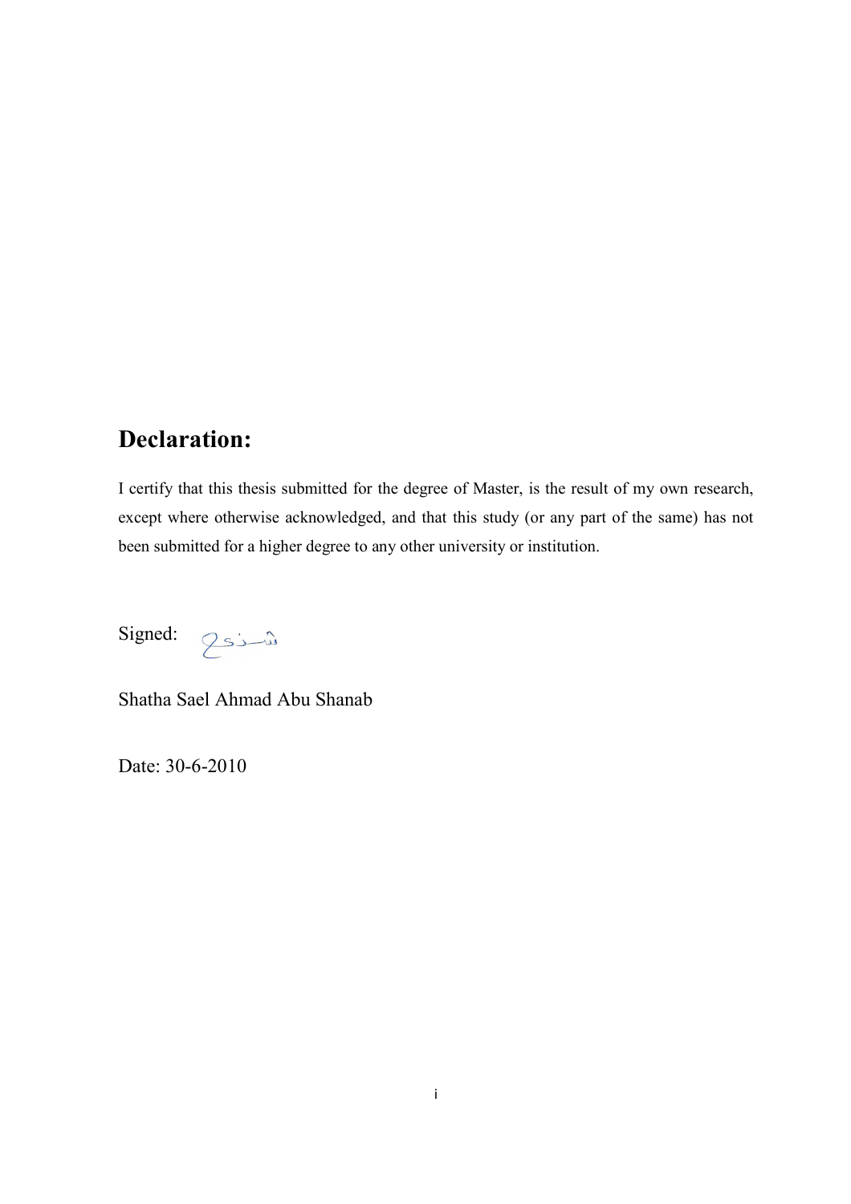## Declaration:

I certify that this thesis submitted for the degree of Master, is the result of my own research, except where otherwise acknowledged, and that this study (or any part of the same) has not been submitted for a higher degree to any other university or institution.

Signed: شذى

Shatha Sael Ahmad Abu Shanab

Date: 30-6-2010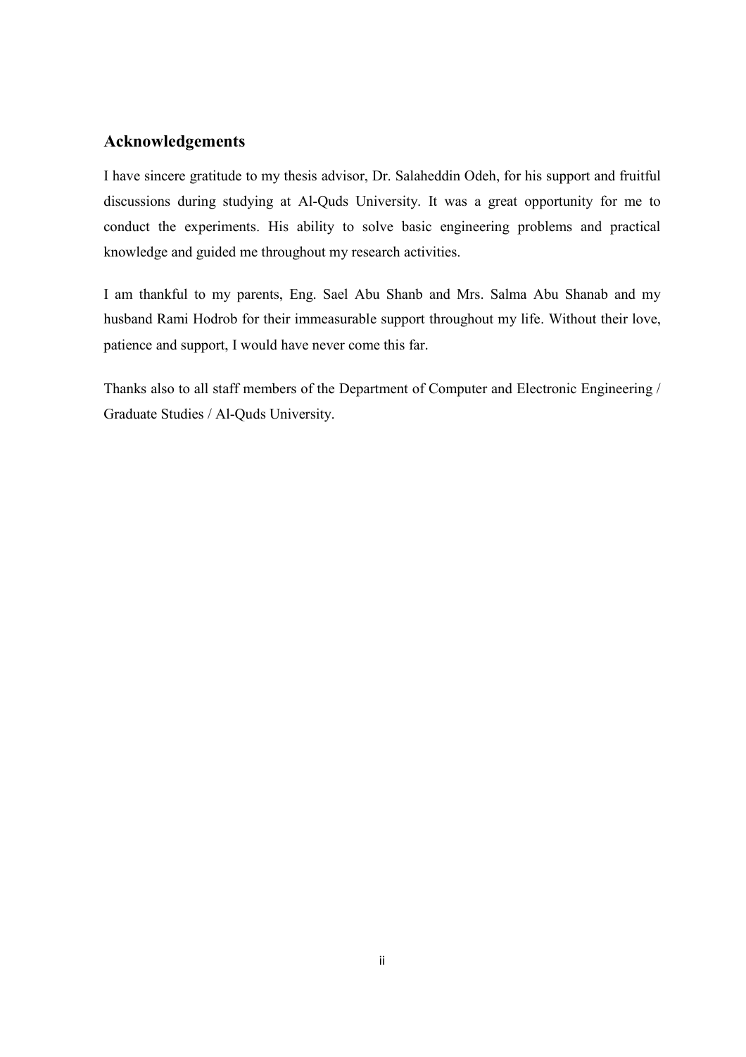## Acknowledgements

I have sincere gratitude to my thesis advisor, Dr. Salaheddin Odeh, for his support and fruitful discussions during studying at Al-Quds University. It was a great opportunity for me to conduct the experiments. His ability to solve basic engineering problems and practical knowledge and guided me throughout my research activities.

I am thankful to my parents, Eng. Sael Abu Shanb and Mrs. Salma Abu Shanab and my husband Rami Hodrob for their immeasurable support throughout my life. Without their love, patience and support, I would have never come this far.

Thanks also to all staff members of the Department of Computer and Electronic Engineering / Graduate Studies / Al-Quds University.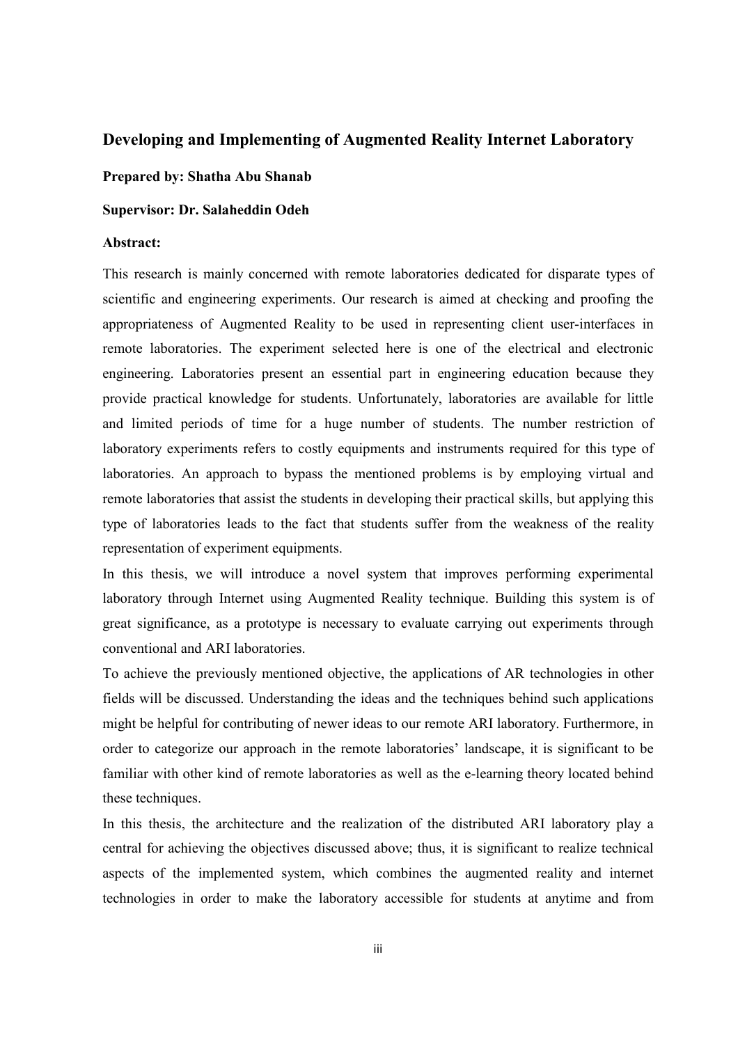## Developing and Implementing of Augmented Reality Internet Laboratory

**Prepared by: Shatha Abu Shanab**

**Supervisor: Dr. Salaheddin Odeh**

**Abstract:**

This research is mainly concerned with remote laboratories dedicated for disparate types of scientific and engineering experiments. Our research is aimed at checking and proofing the appropriateness of Augmented Reality to be used in representing client user-interfaces in remote laboratories. The experiment selected here is one of the electrical and electronic engineering. Laboratories present an essential part in engineering education because they provide practical knowledge for students. Unfortunately, laboratories are available for little and limited periods of time for a huge number of students. The number restriction of laboratory experiments refers to costly equipments and instruments required for this type of laboratories. An approach to bypass the mentioned problems is by employing virtual and remote laboratories that assist the students in developing their practical skills, but applying this type of laboratories leads to the fact that students suffer from the weakness of the reality representation of experiment equipments.

In this thesis, we will introduce a novel system that improves performing experimental laboratory through Internet using Augmented Reality technique. Building this system is of great significance, as a prototype is necessary to evaluate carrying out experiments through conventional and ARI laboratories.

To achieve the previously mentioned objective, the applications of AR technologies in other fields will be discussed. Understanding the ideas and the techniques behind such applications might be helpful for contributing of newer ideas to our remote ARI laboratory. Furthermore, in order to categorize our approach in the remote laboratories' landscape, it is significant to be familiar with other kind of remote laboratories as well as the e-learning theory located behind these techniques.

In this thesis, the architecture and the realization of the distributed ARI laboratory play a central for achieving the objectives discussed above; thus, it is significant to realize technical aspects of the implemented system, which combines the augmented reality and internet technologies in order to make the laboratory accessible for students at anytime and from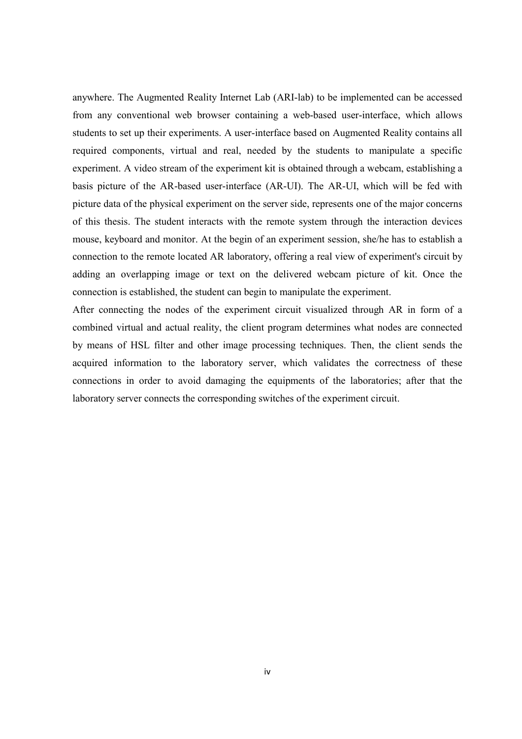anywhere. The Augmented Reality Internet Lab (ARI-lab) to be implemented can be accessed from any conventional web browser containing a web-based user-interface, which allows students to set up their experiments. A user-interface based on Augmented Reality contains all required components, virtual and real, needed by the students to manipulate a specific experiment. A video stream of the experiment kit is obtained through a webcam, establishing a basis picture of the AR-based user-interface (AR-UI). The AR-UI, which will be fed with picture data of the physical experiment on the server side, represents one of the major concerns of this thesis. The student interacts with the remote system through the interaction devices mouse, keyboard and monitor. At the begin of an experiment session, she/he has to establish a connection to the remote located AR laboratory, offering a real view of experiment's circuit by adding an overlapping image or text on the delivered webcam picture of kit. Once the connection is established, the student can begin to manipulate the experiment.

After connecting the nodes of the experiment circuit visualized through AR in form of a combined virtual and actual reality, the client program determines what nodes are connected by means of HSL filter and other image processing techniques. Then, the client sends the acquired information to the laboratory server, which validates the correctness of these connections in order to avoid damaging the equipments of the laboratories; after that the laboratory server connects the corresponding switches of the experiment circuit.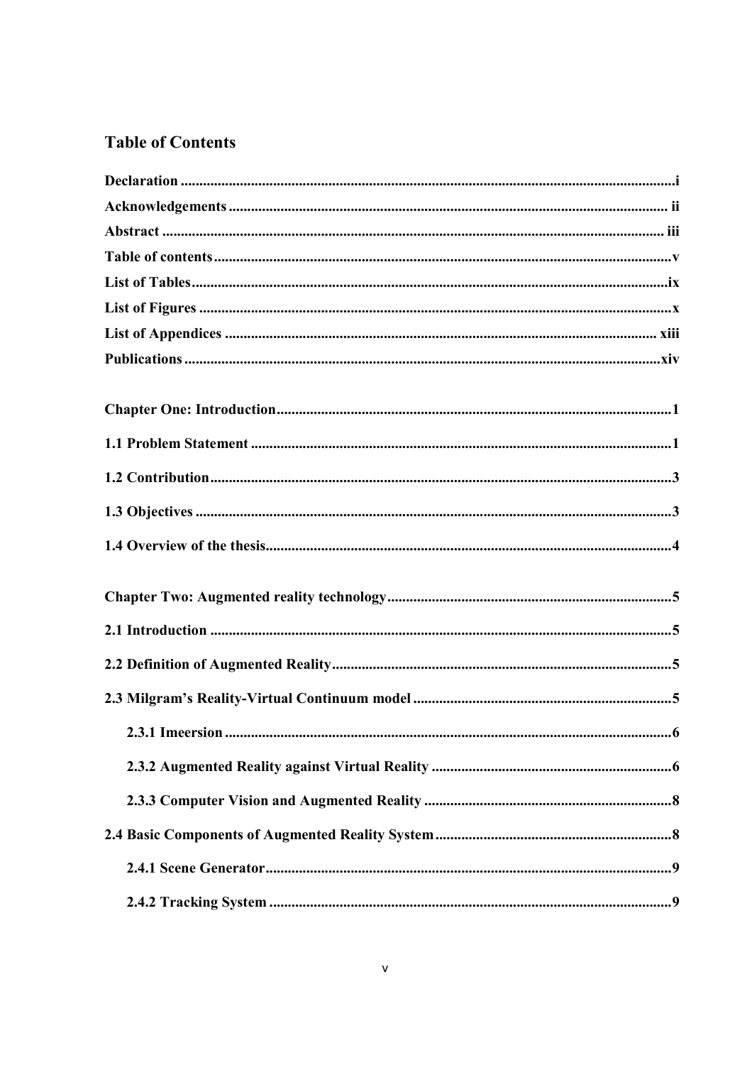## Table of Contents

**Declaration** ....................................................................................................................i
**Acknowledgements** ...................................................................................................... ii
**Abstract** ....................................................................................................................... iii
**Table of contents** ..........................................................................................................v
**List of Tables** ...............................................................................................................ix
**List of Figures** ..............................................................................................................x
**List of Appendices** ..................................................................................................... xiii
**Publications** ................................................................................................................xiv

**Chapter One: Introduction** ..........................................................................................1

**1.1 Problem Statement** ...................................................................................................1

**1.2 Contribution** ..............................................................................................................3

**1.3 Objectives** .................................................................................................................3

**1.4 Overview of the thesis** ..............................................................................................4

**Chapter Two: Augmented reality technology** .............................................................5

**2.1 Introduction** ..............................................................................................................5

**2.2 Definition of Augmented Reality** .............................................................................5

**2.3 Milgram's Reality-Virtual Continuum model** ...........................................................5

**2.3.1 Imeersion** .............................................................................................................6

**2.3.2 Augmented Reality against Virtual Reality** ........................................................6

**2.3.3 Computer Vision and Augmented Reality** ..........................................................8

**2.4 Basic Components of Augmented Reality System** ...................................................8

**2.4.1 Scene Generator** ...................................................................................................9

**2.4.2 Tracking System** ..................................................................................................9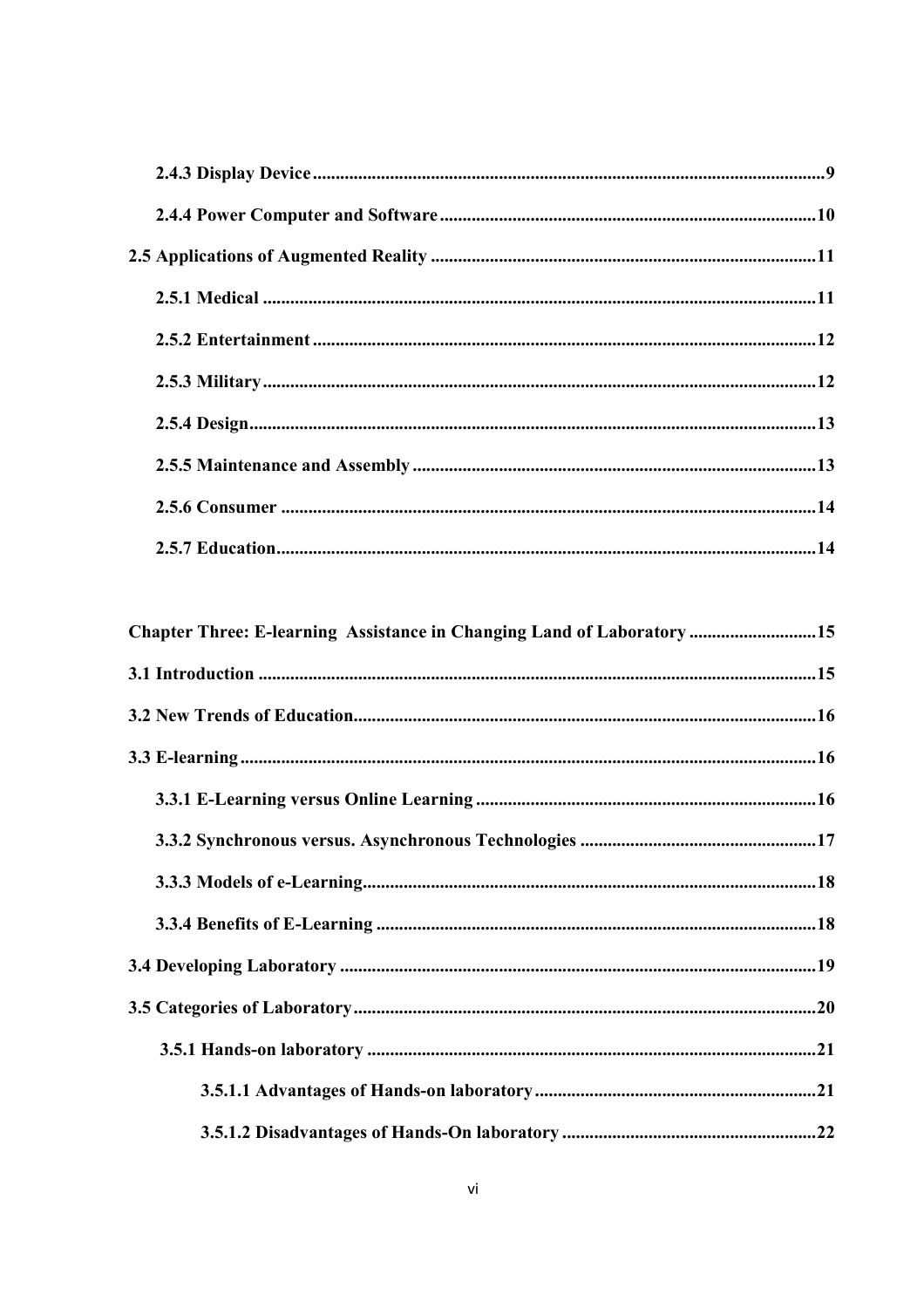**2.4.3 Display Device** .......... 9

**2.4.4 Power Computer and Software** .......... 10

**2.5 Applications of Augmented Reality** .......... 11

**2.5.1 Medical** .......... 11

**2.5.2 Entertainment** .......... 12

**2.5.3 Military** .......... 12

**2.5.4 Design** .......... 13

**2.5.5 Maintenance and Assembly** .......... 13

**2.5.6 Consumer** .......... 14

**2.5.7 Education** .......... 14

**Chapter Three: E-learning Assistance in Changing Land of Laboratory** .......... 15

**3.1 Introduction** .......... 15

**3.2 New Trends of Education** .......... 16

**3.3 E-learning** .......... 16

**3.3.1 E-Learning versus Online Learning** .......... 16

**3.3.2 Synchronous versus. Asynchronous Technologies** .......... 17

**3.3.3 Models of e-Learning** .......... 18

**3.3.4 Benefits of E-Learning** .......... 18

**3.4 Developing Laboratory** .......... 19

**3.5 Categories of Laboratory** .......... 20

**3.5.1 Hands-on laboratory** .......... 21

**3.5.1.1 Advantages of Hands-on laboratory** .......... 21

**3.5.1.2 Disadvantages of Hands-On laboratory** .......... 22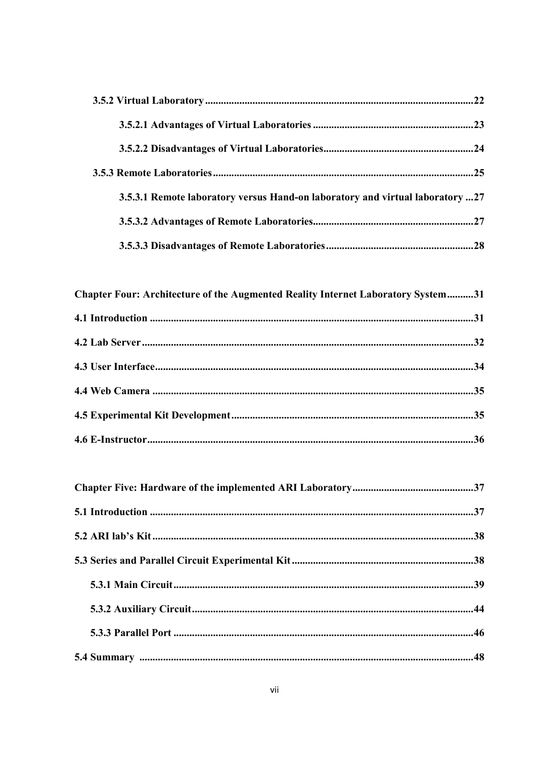**3.5.2 Virtual Laboratory......................................................................................................22**

**3.5.2.1 Advantages of Virtual Laboratories .............................................................23**

**3.5.2.2 Disadvantages of Virtual Laboratories.........................................................24**

**3.5.3 Remote Laboratories..................................................................................................25**

**3.5.3.1 Remote laboratory versus Hand-on laboratory and virtual laboratory ...27**

**3.5.3.2 Advantages of Remote Laboratories............................................................27**

**3.5.3.3 Disadvantages of Remote Laboratories........................................................28**

**Chapter Four: Architecture of the Augmented Reality Internet Laboratory System..........31**

**4.1 Introduction ..........................................................................................................................31**

**4.2 Lab Server.............................................................................................................................32**

**4.3 User Interface........................................................................................................................34**

**4.4 Web Camera .........................................................................................................................35**

**4.5 Experimental Kit Development............................................................................................35**

**4.6 E-Instructor...........................................................................................................................36**

**Chapter Five: Hardware of the implemented ARI Laboratory..............................................37**

**5.1 Introduction ..........................................................................................................................37**

**5.2 ARI lab's Kit.........................................................................................................................38**

**5.3 Series and Parallel Circuit Experimental Kit.....................................................................38**

**5.3.1 Main Circuit.................................................................................................................39**

**5.3.2 Auxiliary Circuit..........................................................................................................44**

**5.3.3 Parallel Port .................................................................................................................46**

**5.4 Summary .............................................................................................................................48**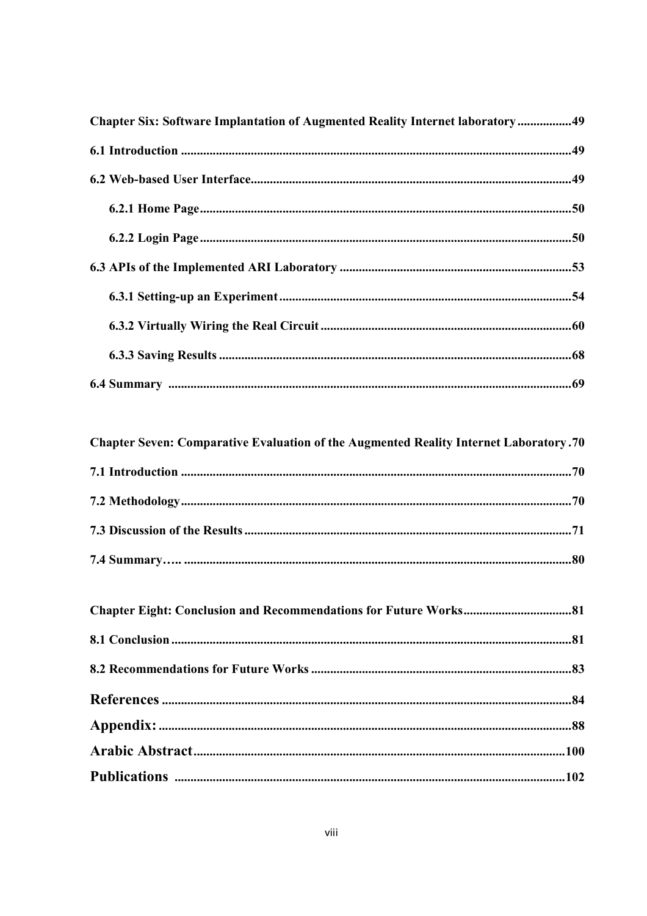**Chapter Six: Software Implantation of Augmented Reality Internet laboratory ................. 49**

**6.1 Introduction .......................................................................................................... 49**

**6.2 Web-based User Interface.................................................................................... 49**

**6.2.1 Home Page.................................................................................................... 50**

**6.2.2 Login Page .................................................................................................... 50**

**6.3 APIs of the Implemented ARI Laboratory ......................................................... 53**

**6.3.1 Setting-up an Experiment ............................................................................ 54**

**6.3.2 Virtually Wiring the Real Circuit ............................................................... 60**

**6.3.3 Saving Results ............................................................................................... 68**

**6.4 Summary ............................................................................................................... 69**

**Chapter Seven: Comparative Evaluation of the Augmented Reality Internet Laboratory . 70**

**7.1 Introduction .......................................................................................................... 70**

**7.2 Methodology.......................................................................................................... 70**

**7.3 Discussion of the Results ...................................................................................... 71**

**7.4 Summary….. ......................................................................................................... 80**

**Chapter Eight: Conclusion and Recommendations for Future Works.................................. 81**

**8.1 Conclusion ............................................................................................................. 81**

**8.2 Recommendations for Future Works ................................................................. 83**

**References ................................................................................................................. 84**

**Appendix: .................................................................................................................. 88**

**Arabic Abstract....................................................................................................... 100**

**Publications ............................................................................................................ 102**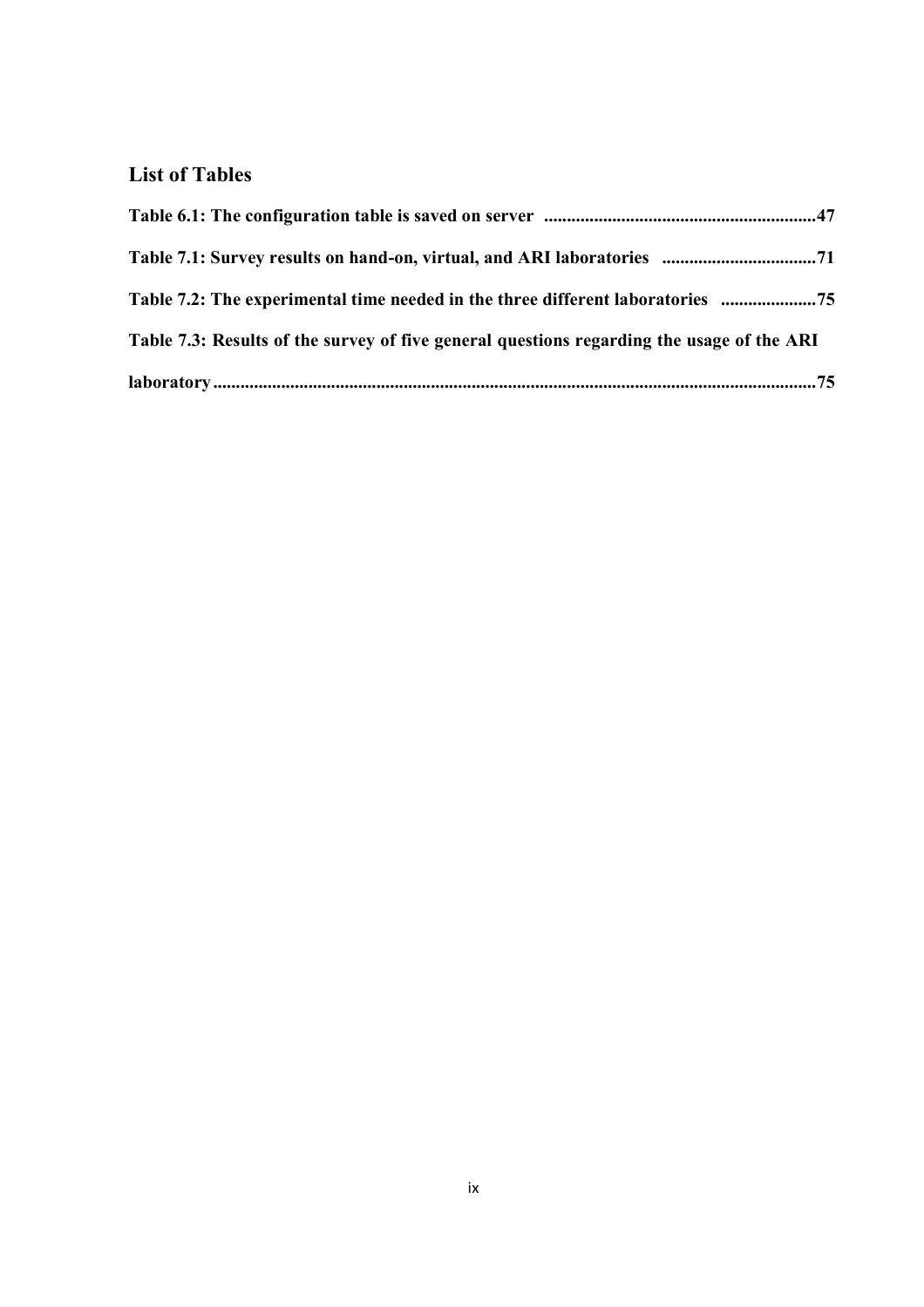## List of Tables

**Table 6.1: The configuration table is saved on server ............................................................47**

**Table 7.1: Survey results on hand-on, virtual, and ARI laboratories ..................................71**

**Table 7.2: The experimental time needed in the three different laboratories .....................75**

**Table 7.3: Results of the survey of five general questions regarding the usage of the ARI laboratory....................................................................................................................................75**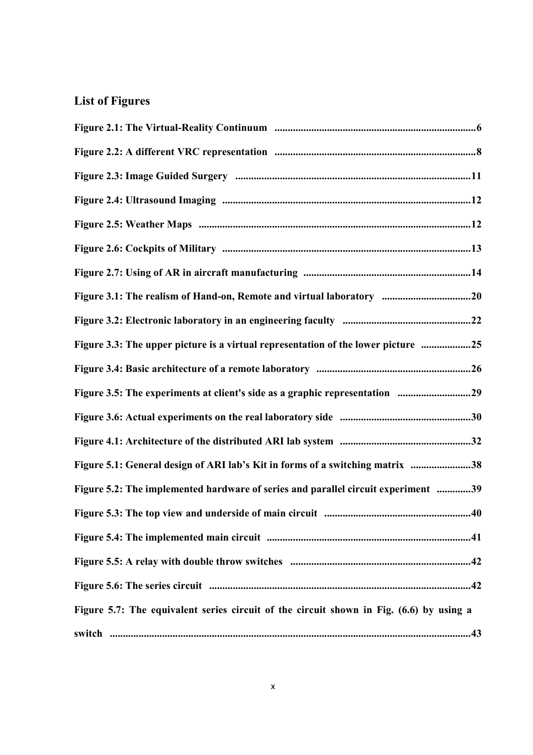## List of Figures

**Figure 2.1: The Virtual-Reality Continuum ............................................................................6**

**Figure 2.2: A different VRC representation ............................................................................8**

**Figure 2.3: Image Guided Surgery .........................................................................................11**

**Figure 2.4: Ultrasound Imaging ..............................................................................................12**

**Figure 2.5: Weather Maps .......................................................................................................12**

**Figure 2.6: Cockpits of Military ..............................................................................................13**

**Figure 2.7: Using of AR in aircraft manufacturing ................................................................14**

**Figure 3.1: The realism of Hand-on, Remote and virtual laboratory ..................................20**

**Figure 3.2: Electronic laboratory in an engineering faculty .................................................22**

**Figure 3.3: The upper picture is a virtual representation of the lower picture ...................25**

**Figure 3.4: Basic architecture of a remote laboratory ...........................................................26**

**Figure 3.5: The experiments at client's side as a graphic representation ............................29**

**Figure 3.6: Actual experiments on the real laboratory side .................................................30**

**Figure 4.1: Architecture of the distributed ARI lab system ..................................................32**

**Figure 5.1: General design of ARI lab's Kit in forms of a switching matrix .......................38**

**Figure 5.2: The implemented hardware of series and parallel circuit experiment .............39**

**Figure 5.3: The top view and underside of main circuit ........................................................40**

**Figure 5.4: The implemented main circuit .............................................................................41**

**Figure 5.5: A relay with double throw switches ....................................................................42**

**Figure 5.6: The series circuit ...................................................................................................42**

**Figure 5.7: The equivalent series circuit of the circuit shown in Fig. (6.6) by using a switch .........................................................................................................................................43**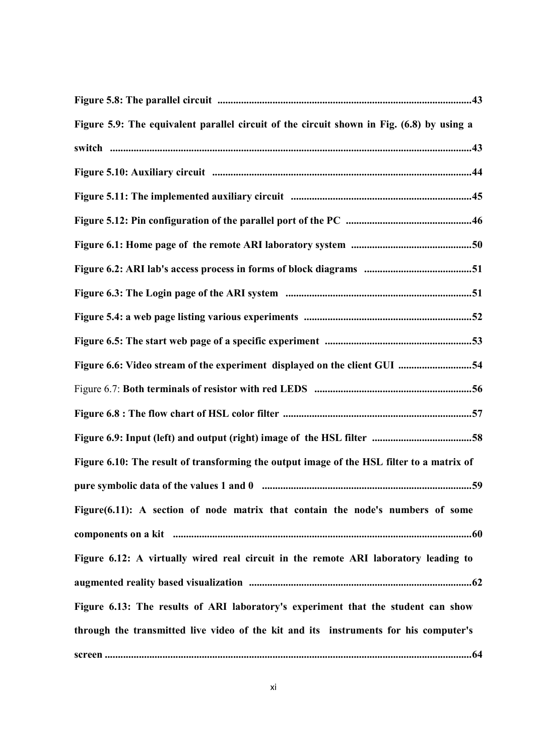**Figure 5.8: The parallel circuit .................................................................................................43**

**Figure 5.9: The equivalent parallel circuit of the circuit shown in Fig. (6.8) by using a switch ..........................................................................................................................................43**

**Figure 5.10: Auxiliary circuit ...................................................................................................44**

**Figure 5.11: The implemented auxiliary circuit .....................................................................45**

**Figure 5.12: Pin configuration of the parallel port of the PC ................................................46**

**Figure 6.1: Home page of the remote ARI laboratory system ..............................................50**

**Figure 6.2: ARI lab's access process in forms of block diagrams .........................................51**

**Figure 6.3: The Login page of the ARI system .......................................................................51**

**Figure 5.4: a web page listing various experiments ................................................................52**

**Figure 6.5: The start web page of a specific experiment ........................................................53**

**Figure 6.6: Video stream of the experiment displayed on the client GUI ............................54**

Figure 6.7: **Both terminals of resistor with red LEDS ............................................................56**

**Figure 6.8 : The flow chart of HSL color filter .........................................................................57**

**Figure 6.9: Input (left) and output (right) image of the HSL filter ......................................58**

**Figure 6.10: The result of transforming the output image of the HSL filter to a matrix of pure symbolic data of the values 1 and 0 ................................................................................59**

**Figure(6.11): A section of node matrix that contain the node's numbers of some components on a kit ..................................................................................................................60**

**Figure 6.12: A virtually wired real circuit in the remote ARI laboratory leading to augmented reality based visualization .....................................................................................62**

**Figure 6.13: The results of ARI laboratory's experiment that the student can show through the transmitted live video of the kit and its instruments for his computer's screen ...........................................................................................................................................64**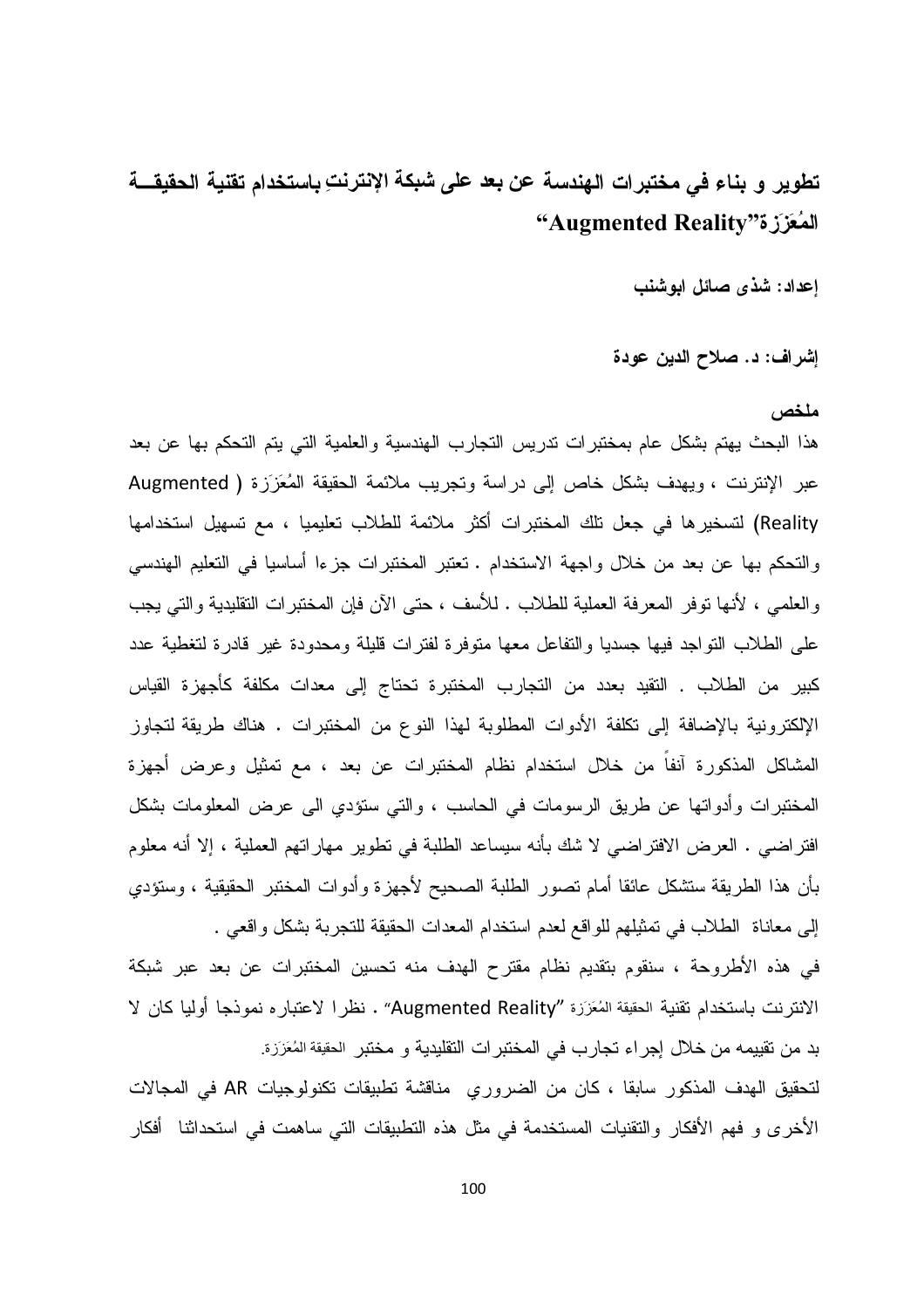# تطوير و بناء في مختبرات الهندسة عن بعد على شبكة الإنترنتِ باستخدام تقنية الحقيقــة المُعَزَزة"Augmented Reality"

**إعداد: شذى صائل ابوشنب**

**إشراف: د. صلاح الدين عودة**

## ملخص

هذا البحث يهتم بشكل عام بمختبرات تدريس التجارب الهندسية والعلمية التي يتم التحكم بها عن بعد عبر الإنترنت ، ويهدف بشكل خاص إلى دراسة وتجريب ملائمة الحقيقة المُعَزَزة ( Augmented Reality) لتسخيرها في جعل تلك المختبرات أكثر ملائمة للطلاب تعليميا ، مع تسهيل استخدامها والتحكم بها عن بعد من خلال واجهة الاستخدام . تعتبر المختبرات جزءا أساسيا في التعليم الهندسي والعلمي ، لأنها توفر المعرفة العملية للطلاب . للأسف ، حتى الآن فإن المختبرات التقليدية والتي يجب على الطلاب التواجد فيها جسديا والتفاعل معها متوفرة لفترات قليلة ومحدودة غير قادرة لتغطية عدد كبير من الطلاب . التقيد بعدد من التجارب المختبرة تحتاج إلى معدات مكلفة كأجهزة القياس الإلكترونية بالإضافة إلى تكلفة الأدوات المطلوبة لهذا النوع من المختبرات . هناك طريقة لتجاوز المشاكل المذكورة آنفاً من خلال استخدام نظام المختبرات عن بعد ، مع تمثيل وعرض أجهزة المختبرات وأدواتها عن طريق الرسومات في الحاسب ، والتي ستؤدي الى عرض المعلومات بشكل افتراضي . العرض الافتراضي لا شك بأنه سيساعد الطلبة في تطوير مهاراتهم العملية ، إلا أنه معلوم بأن هذا الطريقة ستشكل عائقا أمام تصور الطلبة الصحيح لأجهزة وأدوات المختبر الحقيقية ، وستؤدي إلى معاناة الطلاب في تمثيلهم للواقع لعدم استخدام المعدات الحقيقة للتجربة بشكل واقعي .

في هذه الأطروحة ، سنقوم بتقديم نظام مقترح الهدف منه تحسين المختبرات عن بعد عبر شبكة الانترنت باستخدام تقنية الحقيقة المُعَزَزة "Augmented Reality" . نظرا لاعتباره نموذجا أوليا كان لا بد من تقييمه من خلال إجراء تجارب في المختبرات التقليدية و مختبر الحقيقة المُعَزَزة.

لتحقيق الهدف المذكور سابقا ، كان من الضروري مناقشة تطبيقات تكنولوجيات AR في المجالات الأخرى و فهم الأفكار والتقنيات المستخدمة في مثل هذه التطبيقات التي ساهمت في استحداثنا أفكار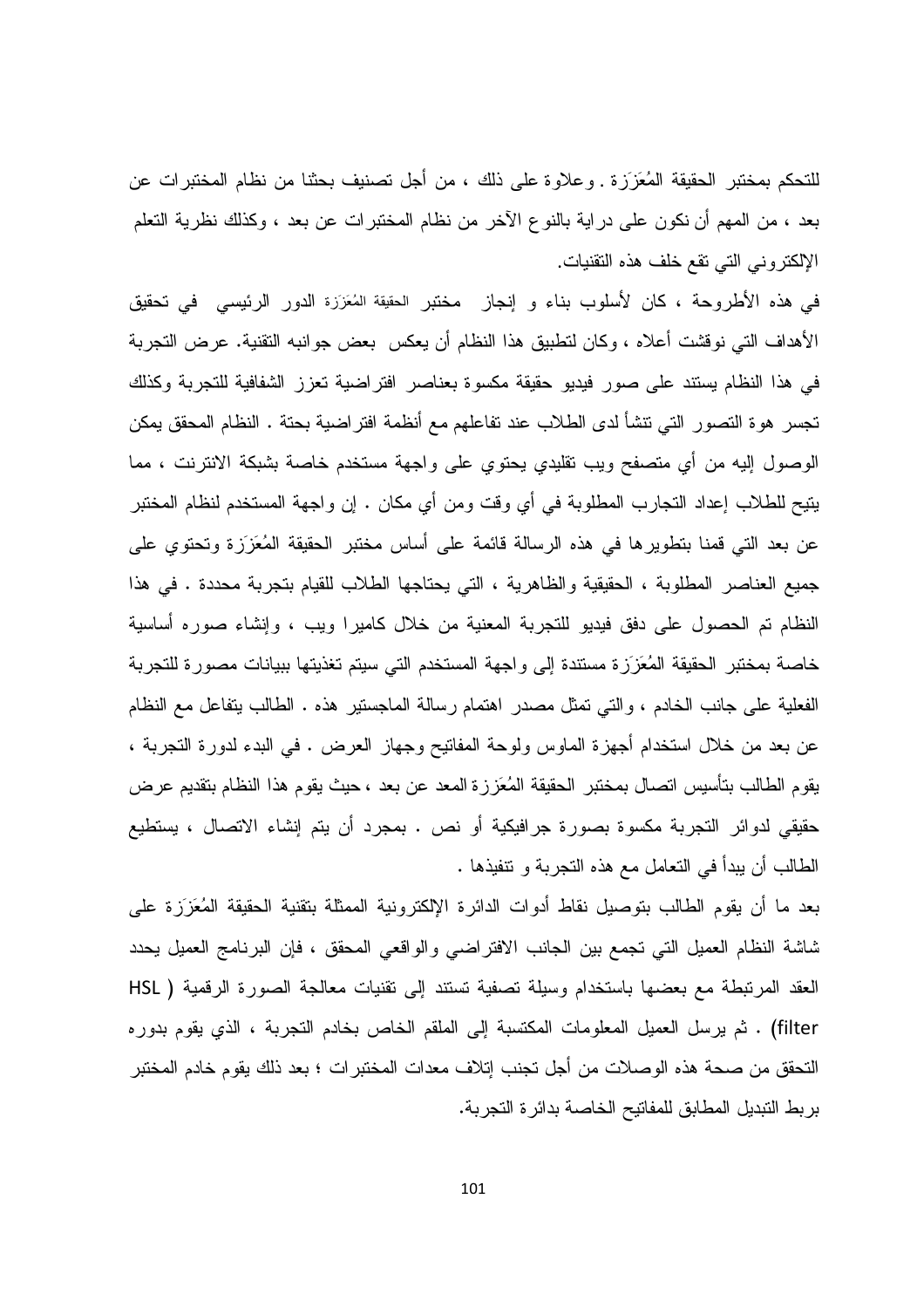للتحكم بمختبر الحقيقة المُعَزَزة . وعلاوة على ذلك ، من أجل تصنيف بحثنا من نظام المختبرات عن بعد ، من المهم أن نكون على دراية بالنوع الآخر من نظام المختبرات عن بعد ، وكذلك نظرية التعلم الإلكتروني التي تقع خلف هذه التقنيات.

في هذه الأطروحة ، كان لأسلوب بناء و إنجاز مختبر الحقيقة المُعَزَزة الدور الرئيسي في تحقيق الأهداف التي نوقشت أعلاه ، وكان لتطبيق هذا النظام أن يعكس بعض جوانبه التقنية. عرض التجربة في هذا النظام يستند على صور فيديو حقيقة مكسوة بعناصر افتراضية تعزز الشفافية للتجربة وكذلك تجسر هوة التصور التي تنشأ لدى الطلاب عند تفاعلهم مع أنظمة افتراضية بحتة . النظام المحقق يمكن الوصول إليه من أي متصفح ويب تقليدي يحتوي على واجهة مستخدم خاصة بشبكة الانترنت ، مما يتيح للطلاب إعداد التجارب المطلوبة في أي وقت ومن أي مكان . إن واجهة المستخدم لنظام المختبر عن بعد التي قمنا بتطويرها في هذه الرسالة قائمة على أساس مختبر الحقيقة المُعَزَزة وتحتوي على جميع العناصر المطلوبة ، الحقيقية والظاهرية ، التي يحتاجها الطلاب للقيام بتجربة محددة . في هذا النظام تم الحصول على دفق فيديو للتجربة المعنية من خلال كاميرا ويب ، وإنشاء صوره أساسية خاصة بمختبر الحقيقة المُعَزَزة مستندة إلى واجهة المستخدم التي سيتم تغذيتها ببيانات مصورة للتجربة الفعلية على جانب الخادم ، والتي تمثل مصدر اهتمام رسالة الماجستير هذه . الطالب يتفاعل مع النظام عن بعد من خلال استخدام أجهزة الماوس ولوحة المفاتيح وجهاز العرض . في البدء لدورة التجربة ، يقوم الطالب بتأسيس اتصال بمختبر الحقيقة المُعَززة المعد عن بعد ، حيث يقوم هذا النظام بتقديم عرض حقيقي لدوائر التجربة مكسوة بصورة جرافيكية أو نص . بمجرد أن يتم إنشاء الاتصال ، يستطيع الطالب أن يبدأ في التعامل مع هذه التجربة و تنفيذها .

بعد ما أن يقوم الطالب بتوصيل نقاط أدوات الدائرة الإلكترونية الممثلة بتقنية الحقيقة المُعَزَزة على شاشة النظام العميل التي تجمع بين الجانب الافتراضي والواقعي المحقق ، فإن البرنامج العميل يحدد العقد المرتبطة مع بعضها باستخدام وسيلة تصفية تستند إلى تقنيات معالجة الصورة الرقمية ( HSL filter) . ثم يرسل العميل المعلومات المكتسبة إلى الملقم الخاص بخادم التجربة ، الذي يقوم بدوره التحقق من صحة هذه الوصلات من أجل تجنب إتلاف معدات المختبرات ؛ بعد ذلك يقوم خادم المختبر بربط التبديل المطابق للمفاتيح الخاصة بدائرة التجربة.